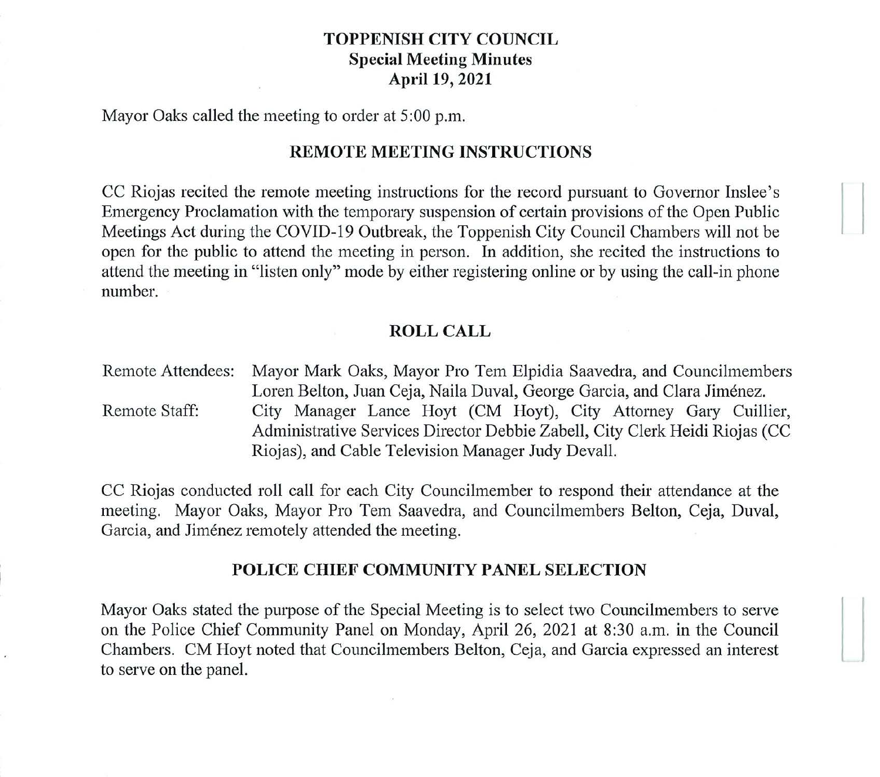# TOPPENISH CITY COUNCIL
## Special Meeting Minutes
## April 19, 2021

Mayor Oaks called the meeting to order at 5:00 p.m.

## REMOTE MEETING INSTRUCTIONS

CC Riojas recited the remote meeting instructions for the record pursuant to Governor Inslee's Emergency Proclamation with the temporary suspension of certain provisions of the Open Public Meetings Act during the COVID-19 Outbreak, the Toppenish City Council Chambers will not be open for the public to attend the meeting in person. In addition, she recited the instructions to attend the meeting in "listen only" mode by either registering online or by using the call-in phone number.

## ROLL CALL

Remote Attendees: Mayor Mark Oaks, Mayor Pro Tem Elpidia Saavedra, and Councilmembers Loren Belton, Juan Ceja, Naila Duval, George Garcia, and Clara Jiménez.

Remote Staff: City Manager Lance Hoyt (CM Hoyt), City Attorney Gary Cuillier, Administrative Services Director Debbie Zabell, City Clerk Heidi Riojas (CC Riojas), and Cable Television Manager Judy Devall.

CC Riojas conducted roll call for each City Councilmember to respond their attendance at the meeting. Mayor Oaks, Mayor Pro Tem Saavedra, and Councilmembers Belton, Ceja, Duval, Garcia, and Jiménez remotely attended the meeting.

## POLICE CHIEF COMMUNITY PANEL SELECTION

Mayor Oaks stated the purpose of the Special Meeting is to select two Councilmembers to serve on the Police Chief Community Panel on Monday, April 26, 2021 at 8:30 a.m. in the Council Chambers. CM Hoyt noted that Councilmembers Belton, Ceja, and Garcia expressed an interest to serve on the panel.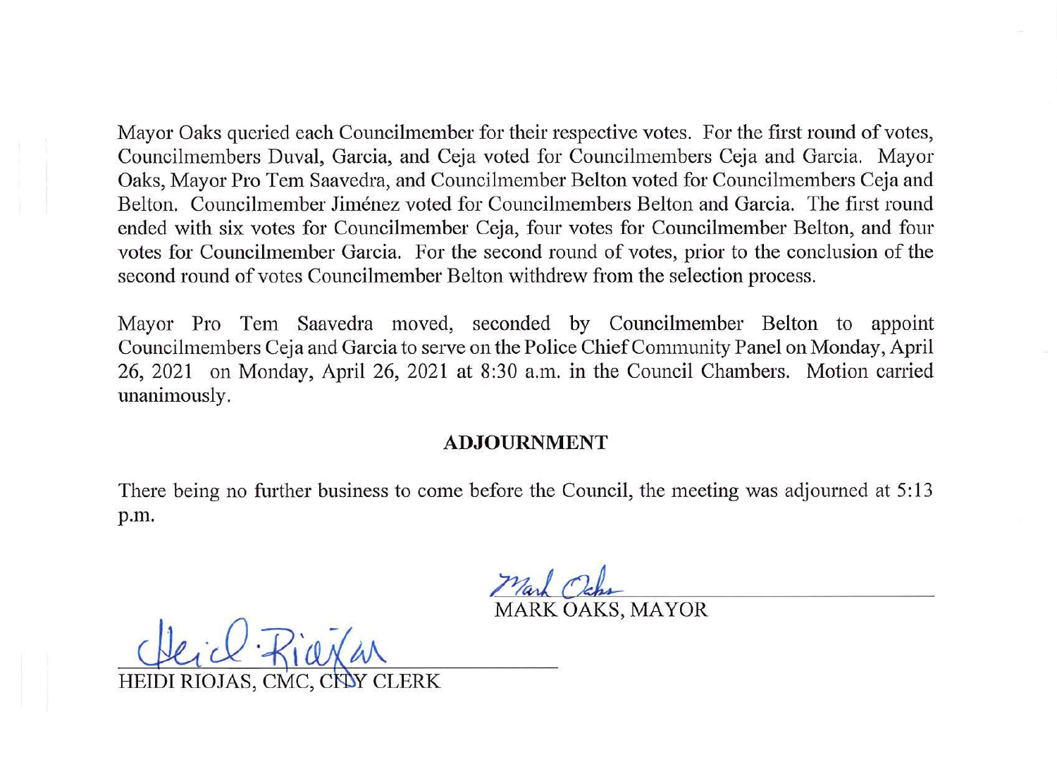Mayor Oaks queried each Councilmember for their respective votes. For the first round of votes, Councilmembers Duval, Garcia, and Ceja voted for Councilmembers Ceja and Garcia. Mayor Oaks, Mayor Pro Tem Saavedra, and Councilmember Belton voted for Councilmembers Ceja and Belton. Councilmember Jiménez voted for Councilmembers Belton and Garcia. The first round ended with six votes for Councilmember Ceja, four votes for Councilmember Belton, and four votes for Councilmember Garcia. For the second round of votes, prior to the conclusion of the second round of votes Councilmember Belton withdrew from the selection process.

Mayor Pro Tem Saavedra moved, seconded by Councilmember Belton to appoint Councilmembers Ceja and Garcia to serve on the Police Chief Community Panel on Monday, April 26, 2021 on Monday, April 26, 2021 at 8:30 a.m. in the Council Chambers. Motion carried unanimously.

**ADJOURNMENT**

There being no further business to come before the Council, the meeting was adjourned at 5:13 p.m.

MARK OAKS, MAYOR

HEIDI RIOJAS, CMC, CITY CLERK